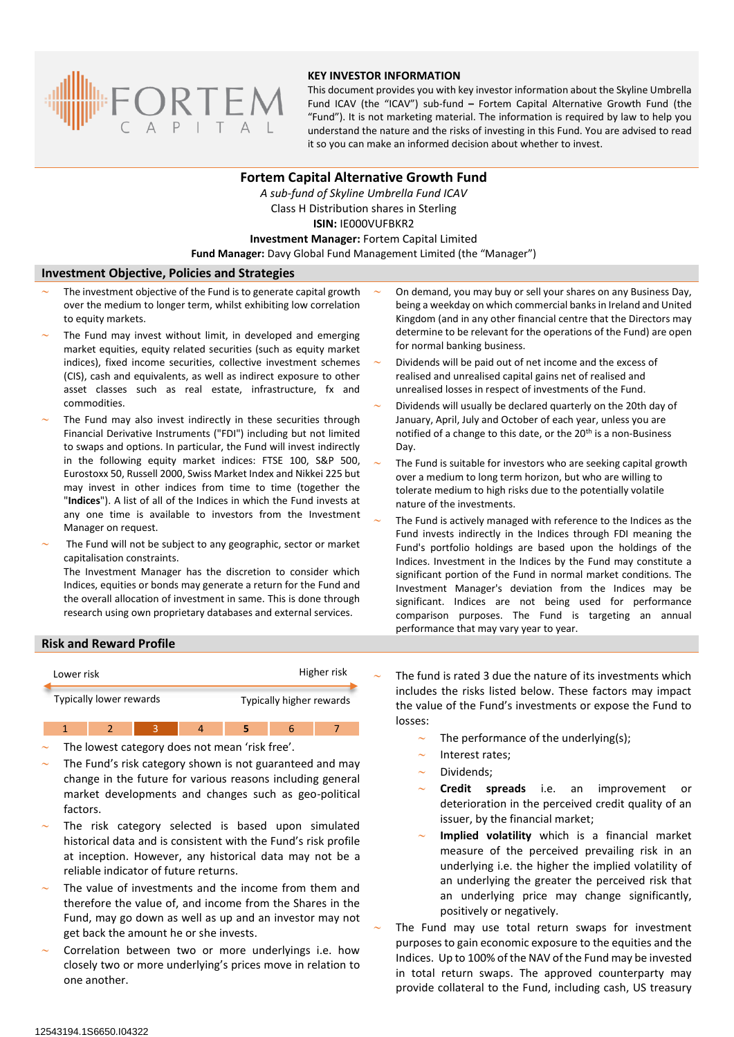## KEY INVESTOR INFORMATION

This document provides you with key investor information about the Skyline Umbrella Fund ICAV (the "ICAV") sub-fund – Fortem Capital Alternative Growth Fund (the "Fund"). It is not marketing material. The information is required by law to help you understand the nature and the risks of investing in this Fund. You are advised to read it so you can make an informed decision about whether to invest.

# Fortem Capital Alternative Growth Fund

*A sub-fund of Skyline Umbrella Fund ICAV*

Class H Distribution shares in Sterling

**ISIN:** IE000VUFBKR2

**Investment Manager:** Fortem Capital Limited

**Fund Manager:** Davy Global Fund Management Limited (the "Manager")

## Investment Objective, Policies and Strategies

- The investment objective of the Fund is to generate capital growth over the medium to longer term, whilst exhibiting low correlation to equity markets.
- The Fund may invest without limit, in developed and emerging market equities, equity related securities (such as equity market indices), fixed income securities, collective investment schemes (CIS), cash and equivalents, as well as indirect exposure to other asset classes such as real estate, infrastructure, fx and commodities.
- The Fund may also invest indirectly in these securities through Financial Derivative Instruments ("FDI") including but not limited to swaps and options. In particular, the Fund will invest indirectly in the following equity market indices: FTSE 100, S&P 500, Eurostoxx 50, Russell 2000, Swiss Market Index and Nikkei 225 but may invest in other indices from time to time (together the "**Indices**"). A list of all of the Indices in which the Fund invests at any one time is available to investors from the Investment Manager on request.
- The Fund will not be subject to any geographic, sector or market capitalisation constraints.
  The Investment Manager has the discretion to consider which Indices, equities or bonds may generate a return for the Fund and the overall allocation of investment in same. This is done through research using own proprietary databases and external services.
- On demand, you may buy or sell your shares on any Business Day, being a weekday on which commercial banks in Ireland and United Kingdom (and in any other financial centre that the Directors may determine to be relevant for the operations of the Fund) are open for normal banking business.
- Dividends will be paid out of net income and the excess of realised and unrealised capital gains net of realised and unrealised losses in respect of investments of the Fund.
- Dividends will usually be declared quarterly on the 20th day of January, April, July and October of each year, unless you are notified of a change to this date, or the 20th is a non-Business Day.
- The Fund is suitable for investors who are seeking capital growth over a medium to long term horizon, but who are willing to tolerate medium to high risks due to the potentially volatile nature of the investments.
- The Fund is actively managed with reference to the Indices as the Fund invests indirectly in the Indices through FDI meaning the Fund's portfolio holdings are based upon the holdings of the Indices. Investment in the Indices by the Fund may constitute a significant portion of the Fund in normal market conditions. The Investment Manager's deviation from the Indices may be significant. Indices are not being used for performance comparison purposes. The Fund is targeting an annual performance that may vary year to year.

## Risk and Reward Profile

| Lower risk | | | | | | Higher risk |
|---|---|---|---|---|---|---|
| Typically lower rewards | | | | | | Typically higher rewards |
| 1 | 2 | **3** | 4 | 5 | 6 | 7 |

- The lowest category does not mean 'risk free'.
- The Fund's risk category shown is not guaranteed and may change in the future for various reasons including general market developments and changes such as geo-political factors.
- The risk category selected is based upon simulated historical data and is consistent with the Fund's risk profile at inception. However, any historical data may not be a reliable indicator of future returns.
- The value of investments and the income from them and therefore the value of, and income from the Shares in the Fund, may go down as well as up and an investor may not get back the amount he or she invests.
- Correlation between two or more underlyings i.e. how closely two or more underlying's prices move in relation to one another.
- The fund is rated 3 due the nature of its investments which includes the risks listed below. These factors may impact the value of the Fund's investments or expose the Fund to losses:
  - The performance of the underlying(s);
  - Interest rates;
  - Dividends;
  - **Credit spreads** i.e. an improvement or deterioration in the perceived credit quality of an issuer, by the financial market;
  - **Implied volatility** which is a financial market measure of the perceived prevailing risk in an underlying i.e. the higher the implied volatility of an underlying the greater the perceived risk that an underlying price may change significantly, positively or negatively.
- The Fund may use total return swaps for investment purposes to gain economic exposure to the equities and the Indices. Up to 100% of the NAV of the Fund may be invested in total return swaps. The approved counterparty may provide collateral to the Fund, including cash, US treasury

12543194.1S6650.I04322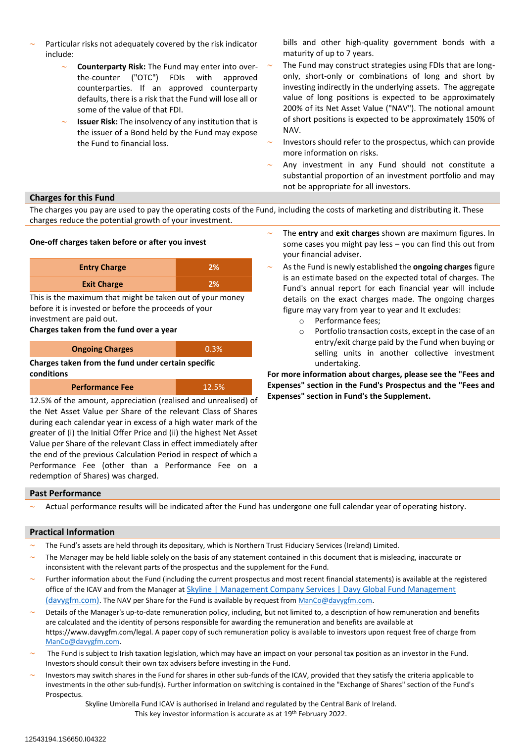- Particular risks not adequately covered by the risk indicator include:
  - **Counterparty Risk:** The Fund may enter into over-the-counter ("OTC") FDIs with approved counterparties. If an approved counterparty defaults, there is a risk that the Fund will lose all or some of the value of that FDI.
  - **Issuer Risk:** The insolvency of any institution that is the issuer of a Bond held by the Fund may expose the Fund to financial loss.

bills and other high-quality government bonds with a maturity of up to 7 years.

- The Fund may construct strategies using FDIs that are long-only, short-only or combinations of long and short by investing indirectly in the underlying assets. The aggregate value of long positions is expected to be approximately 200% of its Net Asset Value ("NAV"). The notional amount of short positions is expected to be approximately 150% of NAV.
- Investors should refer to the prospectus, which can provide more information on risks.
- Any investment in any Fund should not constitute a substantial proportion of an investment portfolio and may not be appropriate for all investors.

## Charges for this Fund

The charges you pay are used to pay the operating costs of the Fund, including the costs of marketing and distributing it. These charges reduce the potential growth of your investment.

**One-off charges taken before or after you invest**

| | |
|---|---|
| **Entry Charge** | **2%** |
| **Exit Charge** | **2%** |

This is the maximum that might be taken out of your money before it is invested or before the proceeds of your investment are paid out.

**Charges taken from the fund over a year**

| | |
|---|---|
| **Ongoing Charges** | 0.3% |

**Charges taken from the fund under certain specific conditions**

| | |
|---|---|
| **Performance Fee** | 12.5% |

12.5% of the amount, appreciation (realised and unrealised) of the Net Asset Value per Share of the relevant Class of Shares during each calendar year in excess of a high water mark of the greater of (i) the Initial Offer Price and (ii) the highest Net Asset Value per Share of the relevant Class in effect immediately after the end of the previous Calculation Period in respect of which a Performance Fee (other than a Performance Fee on a redemption of Shares) was charged.

- The **entry** and **exit charges** shown are maximum figures. In some cases you might pay less – you can find this out from your financial adviser.
- As the Fund is newly established the **ongoing charges** figure is an estimate based on the expected total of charges. The Fund's annual report for each financial year will include details on the exact charges made. The ongoing charges figure may vary from year to year and It excludes:
  - Performance fees;
  - Portfolio transaction costs, except in the case of an entry/exit charge paid by the Fund when buying or selling units in another collective investment undertaking.

**For more information about charges, please see the "Fees and Expenses" section in the Fund's Prospectus and the "Fees and Expenses" section in Fund's the Supplement.**

## Past Performance

- Actual performance results will be indicated after the Fund has undergone one full calendar year of operating history.

## Practical Information

- The Fund's assets are held through its depositary, which is Northern Trust Fiduciary Services (Ireland) Limited.
- The Manager may be held liable solely on the basis of any statement contained in this document that is misleading, inaccurate or inconsistent with the relevant parts of the prospectus and the supplement for the Fund.
- Further information about the Fund (including the current prospectus and most recent financial statements) is available at the registered office of the ICAV and from the Manager at Skyline | Management Company Services | Davy Global Fund Management (davygfm.com). The NAV per Share for the Fund is available by request from ManCo@davygfm.com.
- Details of the Manager's up-to-date remuneration policy, including, but not limited to, a description of how remuneration and benefits are calculated and the identity of persons responsible for awarding the remuneration and benefits are available at https://www.davygfm.com/legal. A paper copy of such remuneration policy is available to investors upon request free of charge from ManCo@davygfm.com.
- The Fund is subject to Irish taxation legislation, which may have an impact on your personal tax position as an investor in the Fund. Investors should consult their own tax advisers before investing in the Fund.
- Investors may switch shares in the Fund for shares in other sub-funds of the ICAV, provided that they satisfy the criteria applicable to investments in the other sub-fund(s). Further information on switching is contained in the "Exchange of Shares" section of the Fund's Prospectus.

Skyline Umbrella Fund ICAV is authorised in Ireland and regulated by the Central Bank of Ireland.
This key investor information is accurate as at 19th February 2022.

12543194.1S6650.I04322